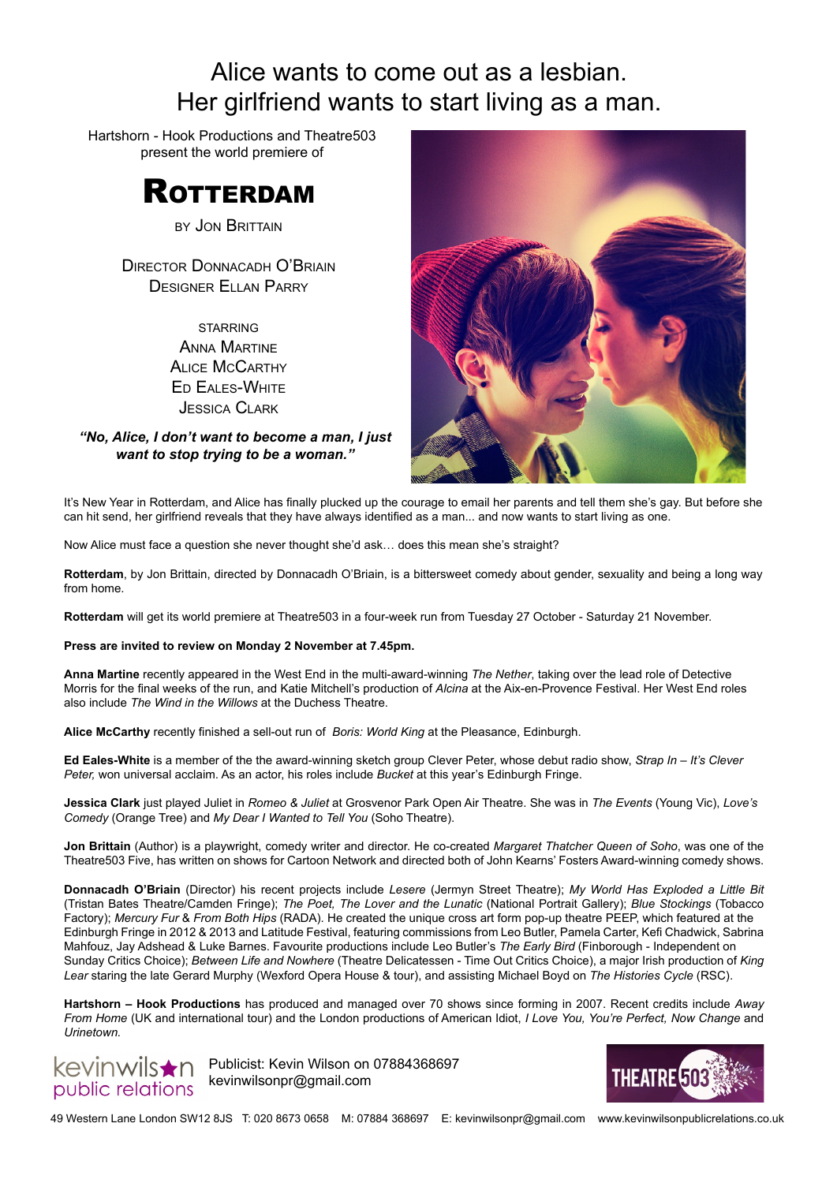# Alice wants to come out as a lesbian.
# Her girlfriend wants to start living as a man.

Hartshorn - Hook Productions and Theatre503
present the world premiere of

# ROTTERDAM

BY JON BRITTAIN

DIRECTOR DONNACADH O'BRIAIN
DESIGNER ELLAN PARRY

STARRING
ANNA MARTINE
ALICE MCCARTHY
ED EALES-WHITE
JESSICA CLARK

***"No, Alice, I don't want to become a man, I just want to stop trying to be a woman."***

It's New Year in Rotterdam, and Alice has finally plucked up the courage to email her parents and tell them she's gay. But before she can hit send, her girlfriend reveals that they have always identified as a man... and now wants to start living as one.

Now Alice must face a question she never thought she'd ask… does this mean she's straight?

**Rotterdam**, by Jon Brittain, directed by Donnacadh O'Briain, is a bittersweet comedy about gender, sexuality and being a long way from home.

**Rotterdam** will get its world premiere at Theatre503 in a four-week run from Tuesday 27 October - Saturday 21 November.

**Press are invited to review on Monday 2 November at 7.45pm.**

**Anna Martine** recently appeared in the West End in the multi-award-winning *The Nether*, taking over the lead role of Detective Morris for the final weeks of the run, and Katie Mitchell's production of *Alcina* at the Aix-en-Provence Festival. Her West End roles also include *The Wind in the Willows* at the Duchess Theatre.

**Alice McCarthy** recently finished a sell-out run of *Boris: World King* at the Pleasance, Edinburgh.

**Ed Eales-White** is a member of the the award-winning sketch group Clever Peter, whose debut radio show, *Strap In – It's Clever Peter,* won universal acclaim. As an actor, his roles include *Bucket* at this year's Edinburgh Fringe.

**Jessica Clark** just played Juliet in *Romeo & Juliet* at Grosvenor Park Open Air Theatre. She was in *The Events* (Young Vic), *Love's Comedy* (Orange Tree) and *My Dear I Wanted to Tell You* (Soho Theatre).

**Jon Brittain** (Author) is a playwright, comedy writer and director. He co-created *Margaret Thatcher Queen of Soho*, was one of the Theatre503 Five, has written on shows for Cartoon Network and directed both of John Kearns' Fosters Award-winning comedy shows.

**Donnacadh O'Briain** (Director) his recent projects include *Lesere* (Jermyn Street Theatre); *My World Has Exploded a Little Bit* (Tristan Bates Theatre/Camden Fringe); *The Poet, The Lover and the Lunatic* (National Portrait Gallery); *Blue Stockings* (Tobacco Factory); *Mercury Fur* & *From Both Hips* (RADA). He created the unique cross art form pop-up theatre PEEP, which featured at the Edinburgh Fringe in 2012 & 2013 and Latitude Festival, featuring commissions from Leo Butler, Pamela Carter, Kefi Chadwick, Sabrina Mahfouz, Jay Adshead & Luke Barnes. Favourite productions include Leo Butler's *The Early Bird* (Finborough - Independent on Sunday Critics Choice); *Between Life and Nowhere* (Theatre Delicatessen - Time Out Critics Choice), a major Irish production of *King Lear* staring the late Gerard Murphy (Wexford Opera House & tour), and assisting Michael Boyd on *The Histories Cycle* (RSC).

**Hartshorn – Hook Productions** has produced and managed over 70 shows since forming in 2007. Recent credits include *Away From Home* (UK and international tour) and the London productions of American Idiot, *I Love You, You're Perfect, Now Change* and *Urinetown.*

kevinwilson public relations

Publicist: Kevin Wilson on 07884368697
kevinwilsonpr@gmail.com

THEATRE 503

49 Western Lane London SW12 8JS T: 020 8673 0658 M: 07884 368697 E: kevinwilsonpr@gmail.com www.kevinwilsonpublicrelations.co.uk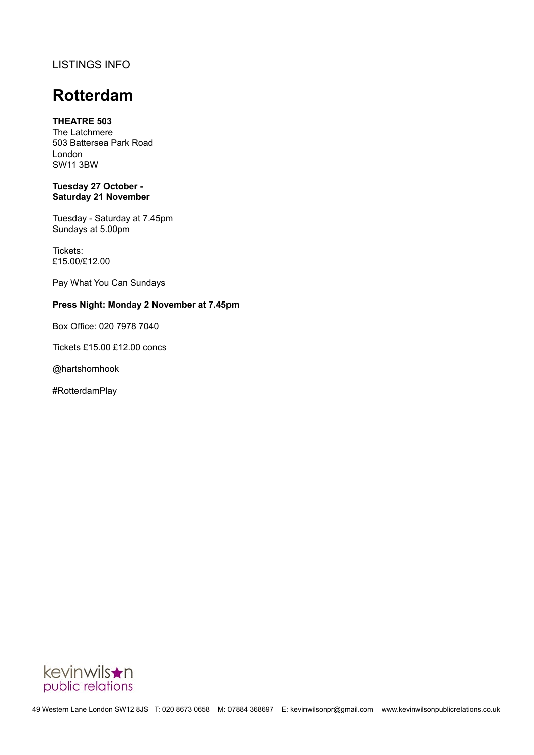LISTINGS INFO

# Rotterdam

**THEATRE 503**
The Latchmere
503 Battersea Park Road
London
SW11 3BW

**Tuesday 27 October -**
**Saturday 21 November**

Tuesday - Saturday at 7.45pm
Sundays at 5.00pm

Tickets:
£15.00/£12.00

Pay What You Can Sundays

**Press Night: Monday 2 November at 7.45pm**

Box Office: 020 7978 7040

Tickets £15.00 £12.00 concs

@hartshornhook

#RotterdamPlay

kevinwilson public relations

49 Western Lane London SW12 8JS T: 020 8673 0658 M: 07884 368697 E: kevinwilsonpr@gmail.com www.kevinwilsonpublicrelations.co.uk